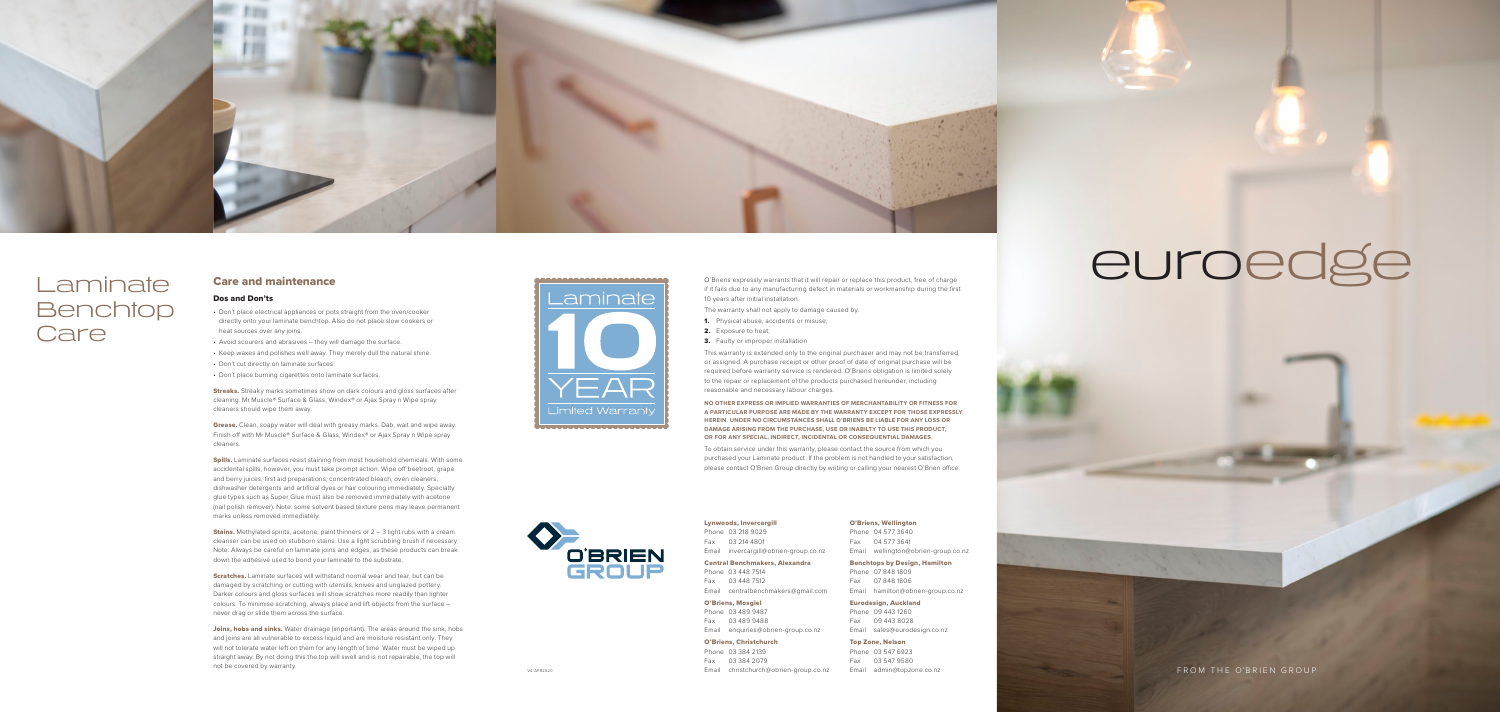# Laminate Benchtop Care

## Care and maintenance

### Dos and Don'ts

- Don't place electrical appliances or pots straight from the oven/cooker directly onto your laminate benchtop. Also do not place slow cookers or heat sources over any joins.
- Avoid scourers and abrasives – they will damage the surface.
- Keep waxes and polishes well away. They merely dull the natural shine.
- Don't cut directly on laminate surfaces.
- Don't place burning cigarettes onto laminate surfaces.

**Streaks.** Streaky marks sometimes show on dark colours and gloss surfaces after cleaning. Mr Muscle® Surface & Glass, Windex® or Ajax Spray n Wipe spray cleaners should wipe them away.

**Grease.** Clean, soapy water will deal with greasy marks. Dab, wait and wipe away. Finish off with Mr Muscle® Surface & Glass, Windex® or Ajax Spray n Wipe spray cleaners.

**Spills.** Laminate surfaces resist staining from most household chemicals. With some accidental spills, however, you must take prompt action. Wipe off beetroot, grape and berry juices, first aid preparations, concentrated bleach, oven cleaners, dishwasher detergents and artificial dyes or hair colouring immediately. Specialty glue types such as Super Glue must also be removed immediately with acetone (nail polish remover). Note: some solvent based texture pens may leave permanent marks unless removed immediately.

**Stains.** Methylated spirits, acetone, paint thinners or 2 – 3 light rubs with a cream cleanser can be used on stubborn stains. Use a light scrubbing brush if necessary. Note: Always be careful on laminate joins and edges, as these products can break down the adhesive used to bond your laminate to the substrate.

**Scratches.** Laminate surfaces will withstand normal wear and tear, but can be damaged by scratching or cutting with utensils, knives and unglazed pottery. Darker colours and gloss surfaces will show scratches more readily than lighter colours. To minimise scratching, always place and lift objects from the surface – never drag or slide them across the surface.

**Joins, hobs and sinks.** Water drainage (important): The areas around the sink, hobs and joins are all vulnerable to excess liquid and are moisture resistant only. They will not tolerate water left on them for any length of time. Water must be wiped up straight away. By not doing this the top will swell and is not repairable, the top will not be covered by warranty.

Laminate 10 YEAR Limited Warranty

O'BRIEN GROUP

V2-APR2020

O'Briens expressly warrants that it will repair or replace this product, free of charge if it fails due to any manufacturing defect in materials or workmanship during the first 10 years after initial installation.

The warranty shall not apply to damage caused by:

1. Physical abuse, accidents or misuse;
2. Exposure to heat;
3. Faulty or improper installation

This warranty is extended only to the original purchaser and may not be transferred or assigned. A purchase receipt or other proof of date of original purchase will be required before warranty service is rendered. O'Briens obligation is limited solely to the repair or replacement of the products purchased hereunder, including reasonable and necessary labour charges.

**NO OTHER EXPRESS OR IMPLIED WARRANTIES OF MERCHANTABILITY OR FITNESS FOR A PARTICULAR PURPOSE ARE MADE BY THE WARRANTY EXCEPT FOR THOSE EXPRESSLY HEREIN. UNDER NO CIRCUMSTANCES SHALL O'BRIENS BE LIABLE FOR ANY LOSS OR DAMAGE ARISING FROM THE PURCHASE, USE OR INABILTY TO USE THIS PRODUCT, OR FOR ANY SPECIAL, INDIRECT, INCIDENTAL OR CONSEQUENTIAL DAMAGES.**

To obtain service under this warranty, please contact the source from which you purchased your Laminate product. If the problem is not handled to your satisfaction, please contact O'Brien Group directly by writing or calling your nearest O'Brien office.

**Lynwoods, Invercargill**
Phone 03 218 9029
Fax 03 214 4801
Email invercargill@obrien-group.co.nz

**Central Benchmakers, Alexandra**
Phone 03 448 7514
Fax 03 448 7512
Email centralbenchmakers@gmail.com

**O'Briens, Mosgiel**
Phone 03 489 9487
Fax 03 489 9488
Email enquiries@obrien-group.co.nz

**O'Briens, Christchurch**
Phone 03 384 2139
Fax 03 384 2079
Email christchurch@obrien-group.co.nz

**O'Briens, Wellington**
Phone 04 577 3640
Fax 04 577 3641
Email wellington@obrien-group.co.nz

**Benchtops by Design, Hamilton**
Phone 07 848 1809
Fax 07 848 1806
Email hamilton@obrien-group.co.nz

**Eurodesign, Auckland**
Phone 09 443 1260
Fax 09 443 8028
Email sales@eurodesign.co.nz

**Top Zone, Nelson**
Phone 03 547 6923
Fax 03 547 9580
Email admin@topzone.co.nz

# euroedge

FROM THE O'BRIEN GROUP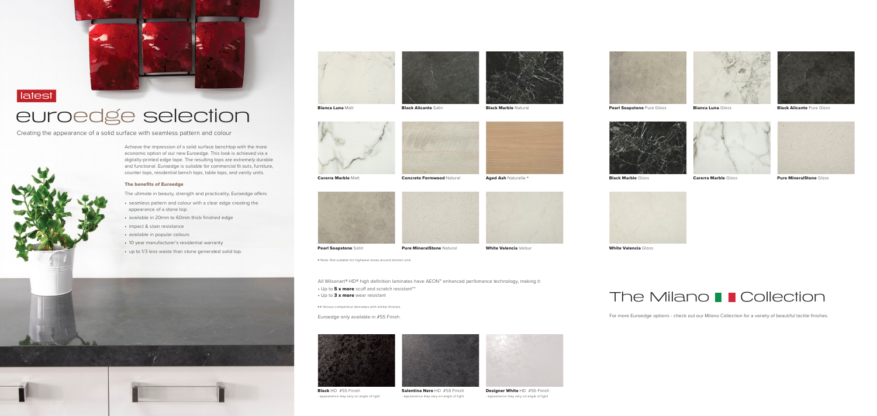latest

# euroedge selection

Creating the appearance of a solid surface with seamless pattern and colour

Achieve the impression of a solid surface benchtop with the more economic option of our new Euroedge. This look is achieved via a digitally-printed edge tape. The resulting tops are extremely durable and functional. Euroedge is suitable for commercial fit outs, furniture, counter tops, residential bench tops, table tops, and vanity units.

### The benefits of Euroedge

The ultimate in beauty, strength and practicality, Euroedge offers:

- seamless pattern and colour with a clear edge creating the appearance of a stone top.
- available in 20mm to 60mm thick finished edge
- impact & stain resistance
- available in popular colours
- 10 year manufacturer's residential warranty
- up to 1/3 less waste than stone generated solid top.

**Bianca Luna** Matt

**Black Alicante** Satin

**Black Marble** Natural

**Carerra Marble** Matt

**Concrete Formwood** Natural

**Aged Ash** Naturelle *

**Pearl Soapstone** Satin

**Pure MineralStone** Natural

**White Valencia** Velour

* Note: Not suitable for highwear areas around kitchen sink.

All Wilsonart® HD® high definition laminates have AEON™ enhanced perfomance technology, making it:

- Up to **5 x more** scuff and scratch resistant**
- Up to **3 x more** wear resistant

** Versus competitive laminates with similar finishes.

Euroedge only available in #55 Finish.

**Black** HD #55 Finish - appearance may vary on angle of light

**Salentina Nero** HD #55 Finish - appearance may vary on angle of light

**Designer White** HD #55 Finish - appearance may vary on angle of light

**Pearl Soapstone** Pure Gloss

**Bianca Luna** Gloss

**Black Alicante** Pure Gloss

**Black Marble** Gloss

**Carerra Marble** Gloss

**Pure MineralStone** Gloss

**White Valencia** Gloss

## The Milano Collection

For more Euroedge options - check out our Milano Collection for a variety of beautiful tactile finishes.